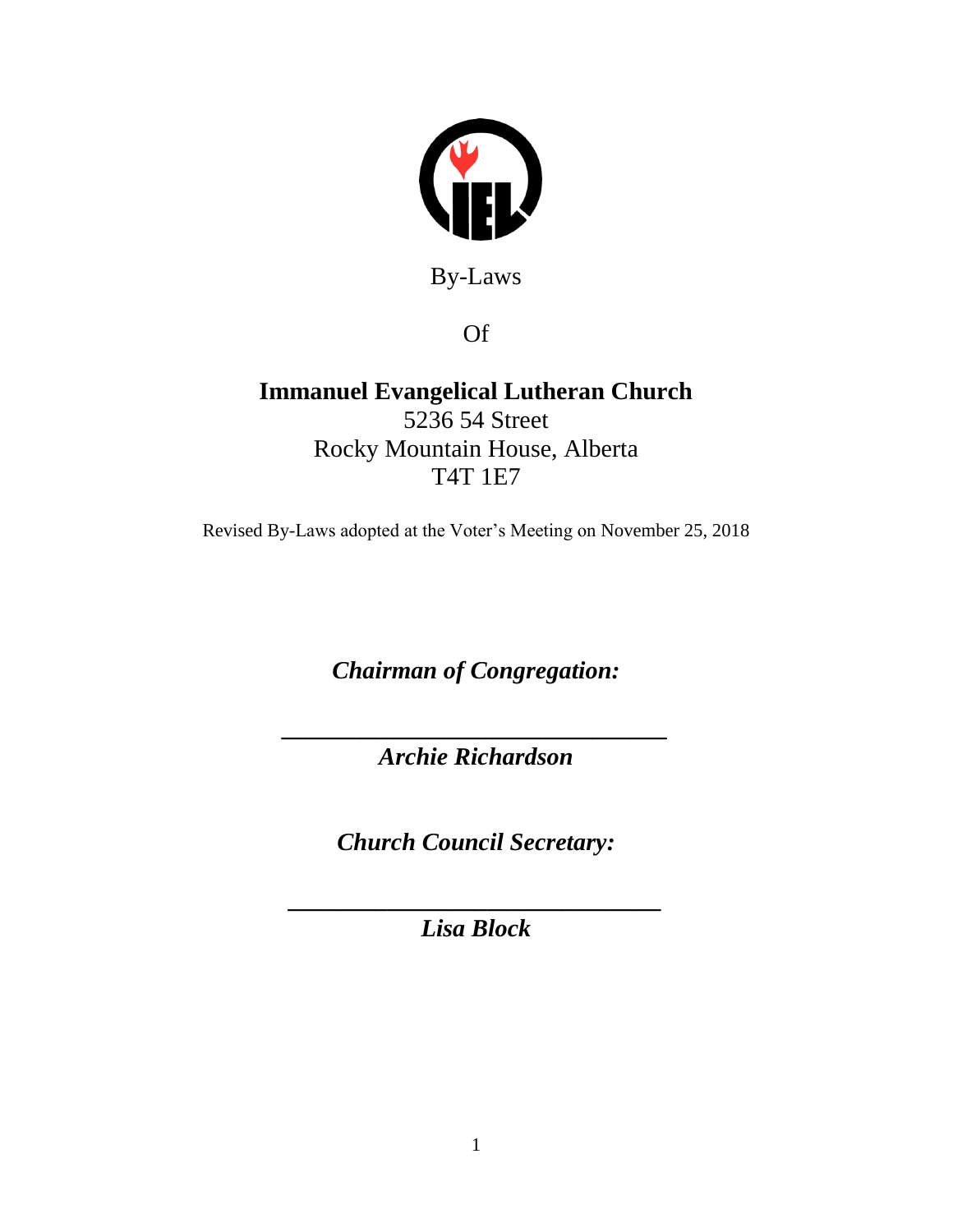By-Laws

Of

# Immanuel Evangelical Lutheran Church

5236 54 Street
Rocky Mountain House, Alberta
T4T 1E7

Revised By-Laws adopted at the Voter's Meeting on November 25, 2018

***Chairman of Congregation:***

\_\_\_\_\_\_\_\_\_\_\_\_\_\_\_\_\_\_\_\_\_\_\_\_\_\_\_\_\_\_\_\_
***Archie Richardson***

***Church Council Secretary:***

\_\_\_\_\_\_\_\_\_\_\_\_\_\_\_\_\_\_\_\_\_\_\_\_\_\_\_\_\_\_\_\_
***Lisa Block***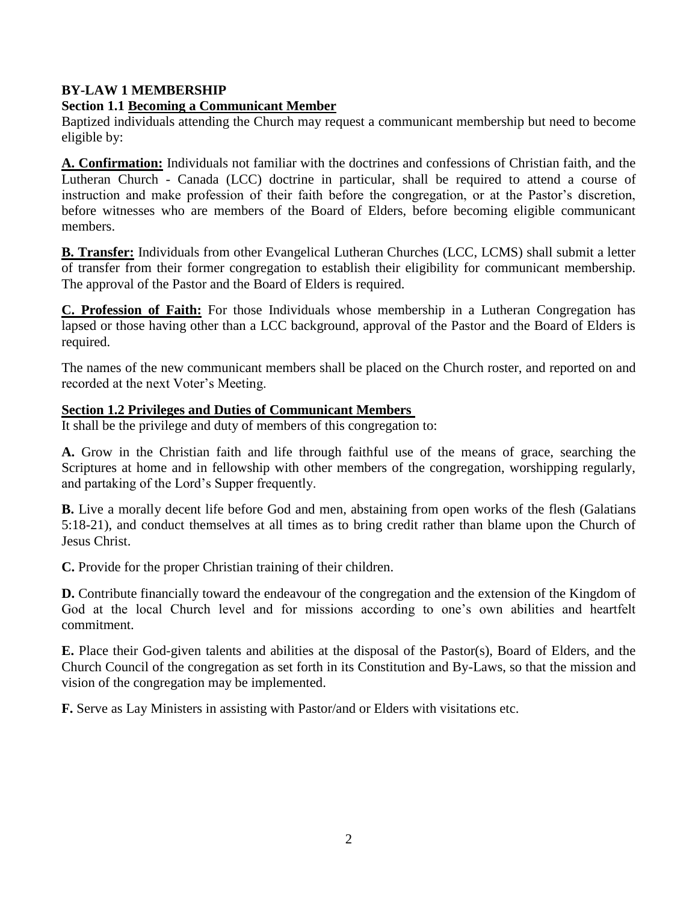**BY-LAW 1 MEMBERSHIP**

**Section 1.1 Becoming a Communicant Member**

Baptized individuals attending the Church may request a communicant membership but need to become eligible by:

**A. Confirmation:** Individuals not familiar with the doctrines and confessions of Christian faith, and the Lutheran Church - Canada (LCC) doctrine in particular, shall be required to attend a course of instruction and make profession of their faith before the congregation, or at the Pastor's discretion, before witnesses who are members of the Board of Elders, before becoming eligible communicant members.

**B. Transfer:** Individuals from other Evangelical Lutheran Churches (LCC, LCMS) shall submit a letter of transfer from their former congregation to establish their eligibility for communicant membership. The approval of the Pastor and the Board of Elders is required.

**C. Profession of Faith:** For those Individuals whose membership in a Lutheran Congregation has lapsed or those having other than a LCC background, approval of the Pastor and the Board of Elders is required.

The names of the new communicant members shall be placed on the Church roster, and reported on and recorded at the next Voter's Meeting.

**Section 1.2 Privileges and Duties of Communicant Members**

It shall be the privilege and duty of members of this congregation to:

**A.** Grow in the Christian faith and life through faithful use of the means of grace, searching the Scriptures at home and in fellowship with other members of the congregation, worshipping regularly, and partaking of the Lord's Supper frequently.

**B.** Live a morally decent life before God and men, abstaining from open works of the flesh (Galatians 5:18-21), and conduct themselves at all times as to bring credit rather than blame upon the Church of Jesus Christ.

**C.** Provide for the proper Christian training of their children.

**D.** Contribute financially toward the endeavour of the congregation and the extension of the Kingdom of God at the local Church level and for missions according to one's own abilities and heartfelt commitment.

**E.** Place their God-given talents and abilities at the disposal of the Pastor(s), Board of Elders, and the Church Council of the congregation as set forth in its Constitution and By-Laws, so that the mission and vision of the congregation may be implemented.

**F.** Serve as Lay Ministers in assisting with Pastor/and or Elders with visitations etc.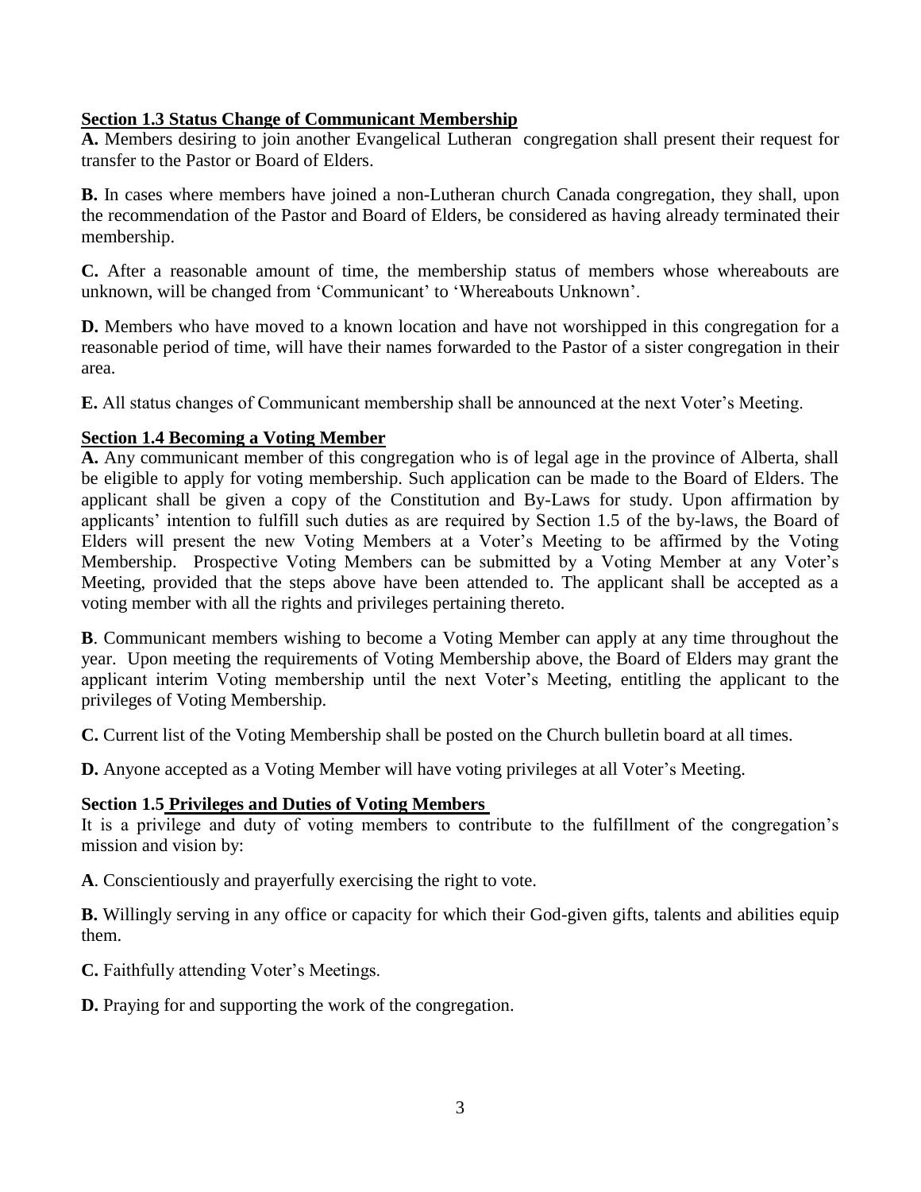**Section 1.3 Status Change of Communicant Membership**

**A.** Members desiring to join another Evangelical Lutheran congregation shall present their request for transfer to the Pastor or Board of Elders.

**B.** In cases where members have joined a non-Lutheran church Canada congregation, they shall, upon the recommendation of the Pastor and Board of Elders, be considered as having already terminated their membership.

**C.** After a reasonable amount of time, the membership status of members whose whereabouts are unknown, will be changed from 'Communicant' to 'Whereabouts Unknown'.

**D.** Members who have moved to a known location and have not worshipped in this congregation for a reasonable period of time, will have their names forwarded to the Pastor of a sister congregation in their area.

**E.** All status changes of Communicant membership shall be announced at the next Voter's Meeting.

**Section 1.4 Becoming a Voting Member**

**A.** Any communicant member of this congregation who is of legal age in the province of Alberta, shall be eligible to apply for voting membership. Such application can be made to the Board of Elders. The applicant shall be given a copy of the Constitution and By-Laws for study. Upon affirmation by applicants' intention to fulfill such duties as are required by Section 1.5 of the by-laws, the Board of Elders will present the new Voting Members at a Voter's Meeting to be affirmed by the Voting Membership. Prospective Voting Members can be submitted by a Voting Member at any Voter's Meeting, provided that the steps above have been attended to. The applicant shall be accepted as a voting member with all the rights and privileges pertaining thereto.

**B**. Communicant members wishing to become a Voting Member can apply at any time throughout the year. Upon meeting the requirements of Voting Membership above, the Board of Elders may grant the applicant interim Voting membership until the next Voter's Meeting, entitling the applicant to the privileges of Voting Membership.

**C.** Current list of the Voting Membership shall be posted on the Church bulletin board at all times.

**D.** Anyone accepted as a Voting Member will have voting privileges at all Voter's Meeting.

**Section 1.5 Privileges and Duties of Voting Members**

It is a privilege and duty of voting members to contribute to the fulfillment of the congregation's mission and vision by:

**A**. Conscientiously and prayerfully exercising the right to vote.

**B.** Willingly serving in any office or capacity for which their God-given gifts, talents and abilities equip them.

**C.** Faithfully attending Voter's Meetings.

**D.** Praying for and supporting the work of the congregation.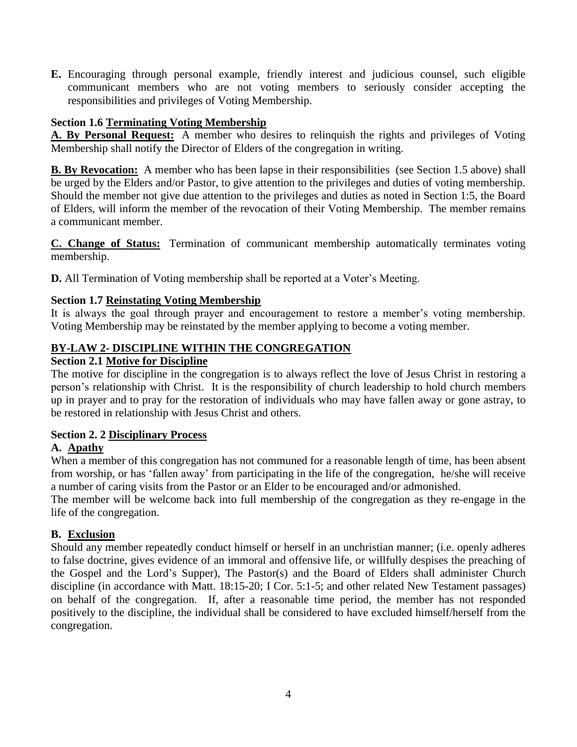**E.** Encouraging through personal example, friendly interest and judicious counsel, such eligible communicant members who are not voting members to seriously consider accepting the responsibilities and privileges of Voting Membership.

### Section 1.6 Terminating Voting Membership

**A. By Personal Request:** A member who desires to relinquish the rights and privileges of Voting Membership shall notify the Director of Elders of the congregation in writing.

**B. By Revocation:** A member who has been lapse in their responsibilities (see Section 1.5 above) shall be urged by the Elders and/or Pastor, to give attention to the privileges and duties of voting membership. Should the member not give due attention to the privileges and duties as noted in Section 1:5, the Board of Elders, will inform the member of the revocation of their Voting Membership. The member remains a communicant member.

**C. Change of Status:** Termination of communicant membership automatically terminates voting membership.

**D.** All Termination of Voting membership shall be reported at a Voter's Meeting.

### Section 1.7 Reinstating Voting Membership

It is always the goal through prayer and encouragement to restore a member's voting membership. Voting Membership may be reinstated by the member applying to become a voting member.

## BY-LAW 2- DISCIPLINE WITHIN THE CONGREGATION

### Section 2.1 Motive for Discipline

The motive for discipline in the congregation is to always reflect the love of Jesus Christ in restoring a person's relationship with Christ. It is the responsibility of church leadership to hold church members up in prayer and to pray for the restoration of individuals who may have fallen away or gone astray, to be restored in relationship with Jesus Christ and others.

### Section 2. 2 Disciplinary Process

**A. Apathy**

When a member of this congregation has not communed for a reasonable length of time, has been absent from worship, or has 'fallen away' from participating in the life of the congregation, he/she will receive a number of caring visits from the Pastor or an Elder to be encouraged and/or admonished.

The member will be welcome back into full membership of the congregation as they re-engage in the life of the congregation.

**B. Exclusion**

Should any member repeatedly conduct himself or herself in an unchristian manner; (i.e. openly adheres to false doctrine, gives evidence of an immoral and offensive life, or willfully despises the preaching of the Gospel and the Lord's Supper), The Pastor(s) and the Board of Elders shall administer Church discipline (in accordance with Matt. 18:15-20; I Cor. 5:1-5; and other related New Testament passages) on behalf of the congregation. If, after a reasonable time period, the member has not responded positively to the discipline, the individual shall be considered to have excluded himself/herself from the congregation.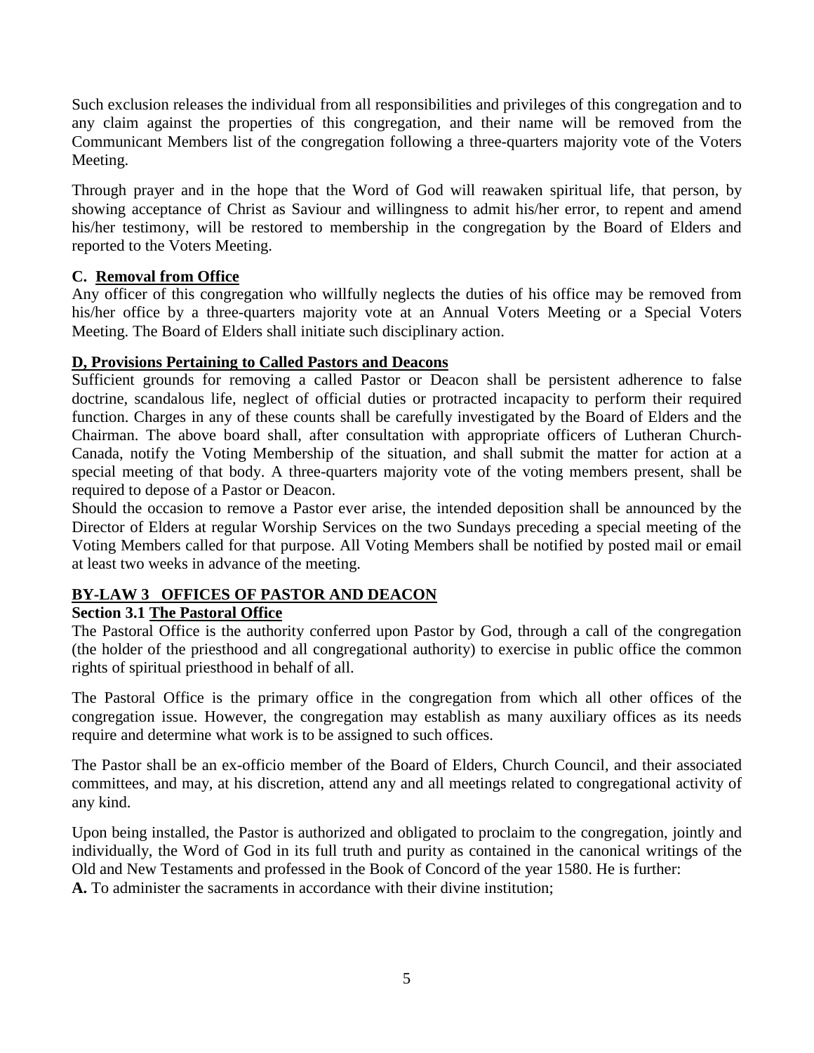Such exclusion releases the individual from all responsibilities and privileges of this congregation and to any claim against the properties of this congregation, and their name will be removed from the Communicant Members list of the congregation following a three-quarters majority vote of the Voters Meeting.

Through prayer and in the hope that the Word of God will reawaken spiritual life, that person, by showing acceptance of Christ as Saviour and willingness to admit his/her error, to repent and amend his/her testimony, will be restored to membership in the congregation by the Board of Elders and reported to the Voters Meeting.

**C. Removal from Office**

Any officer of this congregation who willfully neglects the duties of his office may be removed from his/her office by a three-quarters majority vote at an Annual Voters Meeting or a Special Voters Meeting. The Board of Elders shall initiate such disciplinary action.

**D, Provisions Pertaining to Called Pastors and Deacons**

Sufficient grounds for removing a called Pastor or Deacon shall be persistent adherence to false doctrine, scandalous life, neglect of official duties or protracted incapacity to perform their required function. Charges in any of these counts shall be carefully investigated by the Board of Elders and the Chairman. The above board shall, after consultation with appropriate officers of Lutheran Church-Canada, notify the Voting Membership of the situation, and shall submit the matter for action at a special meeting of that body. A three-quarters majority vote of the voting members present, shall be required to depose of a Pastor or Deacon.

Should the occasion to remove a Pastor ever arise, the intended deposition shall be announced by the Director of Elders at regular Worship Services on the two Sundays preceding a special meeting of the Voting Members called for that purpose. All Voting Members shall be notified by posted mail or email at least two weeks in advance of the meeting.

## BY-LAW 3 OFFICES OF PASTOR AND DEACON

### Section 3.1 The Pastoral Office

The Pastoral Office is the authority conferred upon Pastor by God, through a call of the congregation (the holder of the priesthood and all congregational authority) to exercise in public office the common rights of spiritual priesthood in behalf of all.

The Pastoral Office is the primary office in the congregation from which all other offices of the congregation issue. However, the congregation may establish as many auxiliary offices as its needs require and determine what work is to be assigned to such offices.

The Pastor shall be an ex-officio member of the Board of Elders, Church Council, and their associated committees, and may, at his discretion, attend any and all meetings related to congregational activity of any kind.

Upon being installed, the Pastor is authorized and obligated to proclaim to the congregation, jointly and individually, the Word of God in its full truth and purity as contained in the canonical writings of the Old and New Testaments and professed in the Book of Concord of the year 1580. He is further:

**A.** To administer the sacraments in accordance with their divine institution;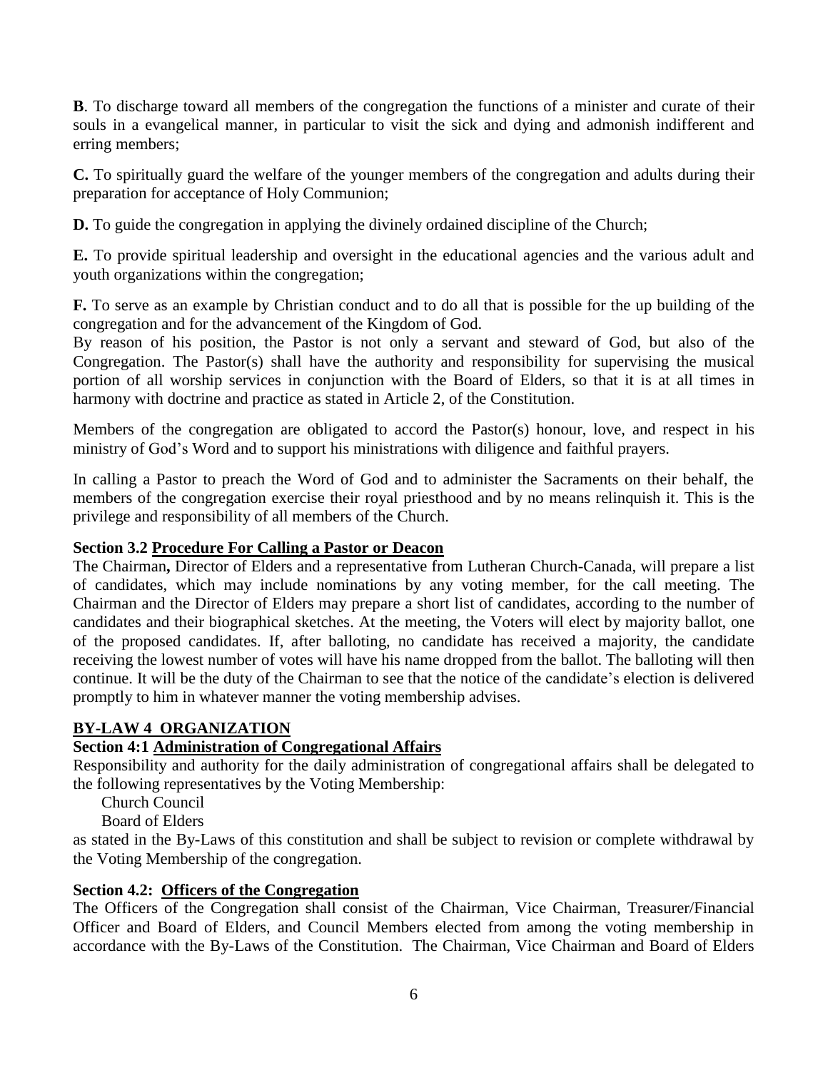**B**. To discharge toward all members of the congregation the functions of a minister and curate of their souls in a evangelical manner, in particular to visit the sick and dying and admonish indifferent and erring members;

**C.** To spiritually guard the welfare of the younger members of the congregation and adults during their preparation for acceptance of Holy Communion;

**D.** To guide the congregation in applying the divinely ordained discipline of the Church;

**E.** To provide spiritual leadership and oversight in the educational agencies and the various adult and youth organizations within the congregation;

**F.** To serve as an example by Christian conduct and to do all that is possible for the up building of the congregation and for the advancement of the Kingdom of God.
By reason of his position, the Pastor is not only a servant and steward of God, but also of the Congregation. The Pastor(s) shall have the authority and responsibility for supervising the musical portion of all worship services in conjunction with the Board of Elders, so that it is at all times in harmony with doctrine and practice as stated in Article 2, of the Constitution.

Members of the congregation are obligated to accord the Pastor(s) honour, love, and respect in his ministry of God's Word and to support his ministrations with diligence and faithful prayers.

In calling a Pastor to preach the Word of God and to administer the Sacraments on their behalf, the members of the congregation exercise their royal priesthood and by no means relinquish it. This is the privilege and responsibility of all members of the Church.

**Section 3.2 <u>Procedure For Calling a Pastor or Deacon</u>**

The Chairman**,** Director of Elders and a representative from Lutheran Church-Canada, will prepare a list of candidates, which may include nominations by any voting member, for the call meeting. The Chairman and the Director of Elders may prepare a short list of candidates, according to the number of candidates and their biographical sketches. At the meeting, the Voters will elect by majority ballot, one of the proposed candidates. If, after balloting, no candidate has received a majority, the candidate receiving the lowest number of votes will have his name dropped from the ballot. The balloting will then continue. It will be the duty of the Chairman to see that the notice of the candidate's election is delivered promptly to him in whatever manner the voting membership advises.

## BY-LAW 4 ORGANIZATION

**Section 4:1 <u>Administration of Congregational Affairs</u>**

Responsibility and authority for the daily administration of congregational affairs shall be delegated to the following representatives by the Voting Membership:

Church Council
Board of Elders

as stated in the By-Laws of this constitution and shall be subject to revision or complete withdrawal by the Voting Membership of the congregation.

**Section 4.2: <u>Officers of the Congregation</u>**

The Officers of the Congregation shall consist of the Chairman, Vice Chairman, Treasurer/Financial Officer and Board of Elders, and Council Members elected from among the voting membership in accordance with the By-Laws of the Constitution. The Chairman, Vice Chairman and Board of Elders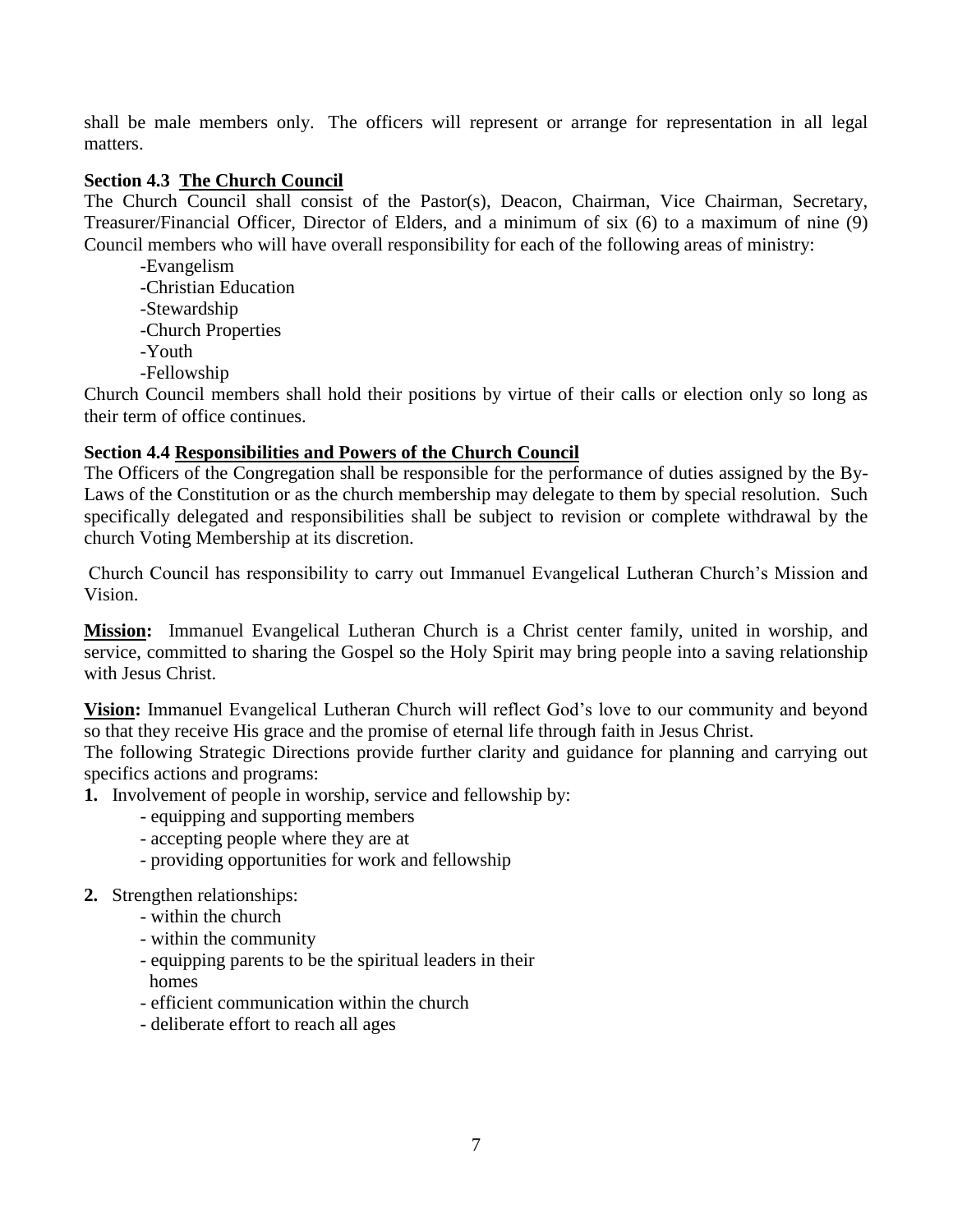shall be male members only. The officers will represent or arrange for representation in all legal matters.

**Section 4.3 <u>The Church Council</u>**

The Church Council shall consist of the Pastor(s), Deacon, Chairman, Vice Chairman, Secretary, Treasurer/Financial Officer, Director of Elders, and a minimum of six (6) to a maximum of nine (9) Council members who will have overall responsibility for each of the following areas of ministry:

- -Evangelism
- -Christian Education
- -Stewardship
- -Church Properties
- -Youth
- -Fellowship

Church Council members shall hold their positions by virtue of their calls or election only so long as their term of office continues.

**Section 4.4 <u>Responsibilities and Powers of the Church Council</u>**

The Officers of the Congregation shall be responsible for the performance of duties assigned by the By-Laws of the Constitution or as the church membership may delegate to them by special resolution. Such specifically delegated and responsibilities shall be subject to revision or complete withdrawal by the church Voting Membership at its discretion.

Church Council has responsibility to carry out Immanuel Evangelical Lutheran Church's Mission and Vision.

**<u>Mission</u>:** Immanuel Evangelical Lutheran Church is a Christ center family, united in worship, and service, committed to sharing the Gospel so the Holy Spirit may bring people into a saving relationship with Jesus Christ.

**<u>Vision</u>:** Immanuel Evangelical Lutheran Church will reflect God's love to our community and beyond so that they receive His grace and the promise of eternal life through faith in Jesus Christ.

The following Strategic Directions provide further clarity and guidance for planning and carrying out specifics actions and programs:

**1.** Involvement of people in worship, service and fellowship by:
   - equipping and supporting members
   - accepting people where they are at
   - providing opportunities for work and fellowship

**2.** Strengthen relationships:
   - within the church
   - within the community
   - equipping parents to be the spiritual leaders in their homes
   - efficient communication within the church
   - deliberate effort to reach all ages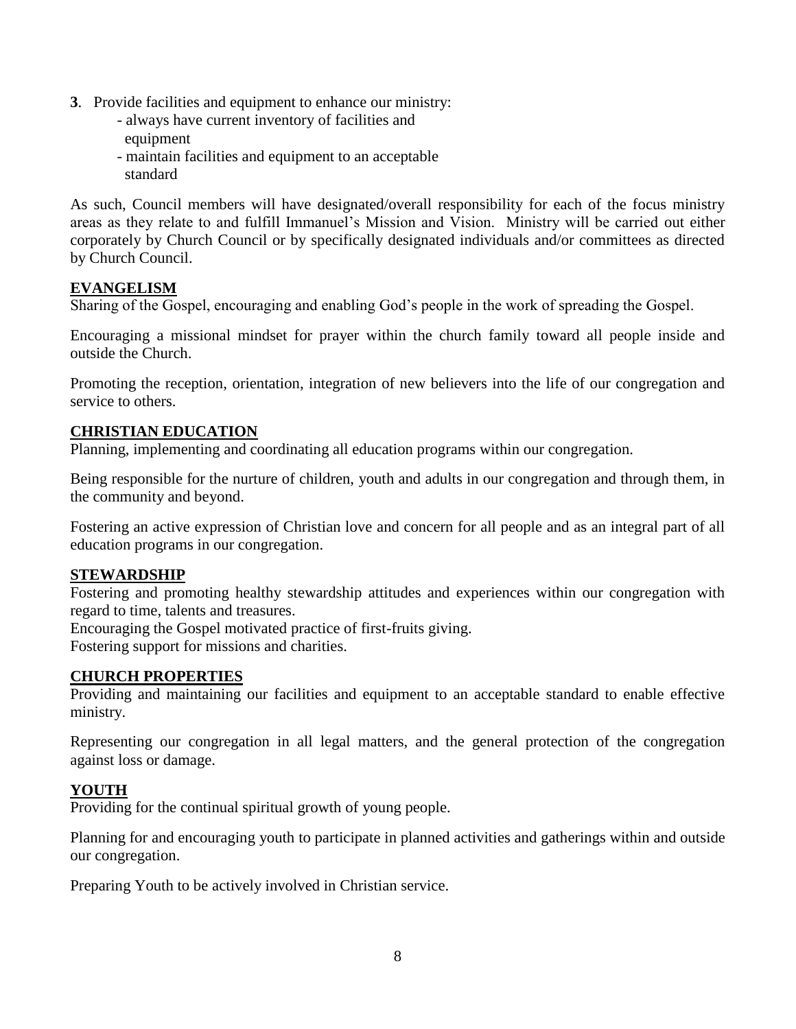**3**. Provide facilities and equipment to enhance our ministry:
- always have current inventory of facilities and equipment
- maintain facilities and equipment to an acceptable standard

As such, Council members will have designated/overall responsibility for each of the focus ministry areas as they relate to and fulfill Immanuel's Mission and Vision. Ministry will be carried out either corporately by Church Council or by specifically designated individuals and/or committees as directed by Church Council.

## EVANGELISM

Sharing of the Gospel, encouraging and enabling God's people in the work of spreading the Gospel.

Encouraging a missional mindset for prayer within the church family toward all people inside and outside the Church.

Promoting the reception, orientation, integration of new believers into the life of our congregation and service to others.

## CHRISTIAN EDUCATION

Planning, implementing and coordinating all education programs within our congregation.

Being responsible for the nurture of children, youth and adults in our congregation and through them, in the community and beyond.

Fostering an active expression of Christian love and concern for all people and as an integral part of all education programs in our congregation.

## STEWARDSHIP

Fostering and promoting healthy stewardship attitudes and experiences within our congregation with regard to time, talents and treasures.
Encouraging the Gospel motivated practice of first-fruits giving.
Fostering support for missions and charities.

## CHURCH PROPERTIES

Providing and maintaining our facilities and equipment to an acceptable standard to enable effective ministry.

Representing our congregation in all legal matters, and the general protection of the congregation against loss or damage.

## YOUTH

Providing for the continual spiritual growth of young people.

Planning for and encouraging youth to participate in planned activities and gatherings within and outside our congregation.

Preparing Youth to be actively involved in Christian service.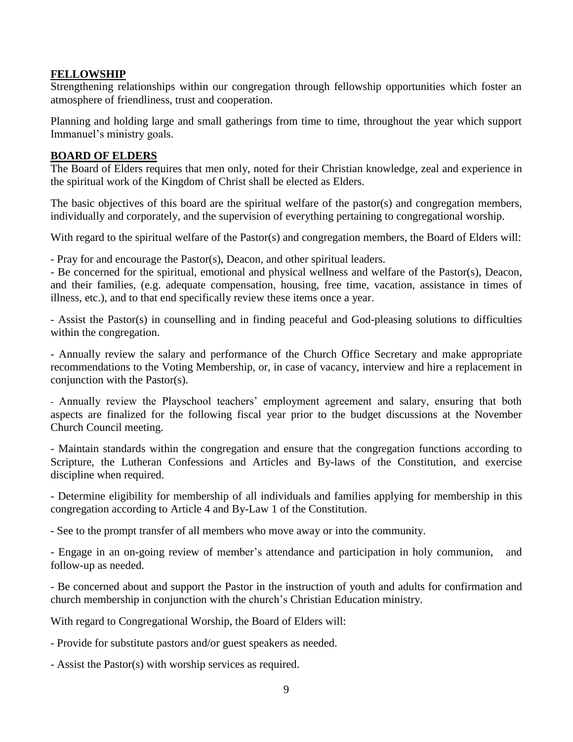## FELLOWSHIP

Strengthening relationships within our congregation through fellowship opportunities which foster an atmosphere of friendliness, trust and cooperation.

Planning and holding large and small gatherings from time to time, throughout the year which support Immanuel's ministry goals.

## BOARD OF ELDERS

The Board of Elders requires that men only, noted for their Christian knowledge, zeal and experience in the spiritual work of the Kingdom of Christ shall be elected as Elders.

The basic objectives of this board are the spiritual welfare of the pastor(s) and congregation members, individually and corporately, and the supervision of everything pertaining to congregational worship.

With regard to the spiritual welfare of the Pastor(s) and congregation members, the Board of Elders will:

- Pray for and encourage the Pastor(s), Deacon, and other spiritual leaders.
- Be concerned for the spiritual, emotional and physical wellness and welfare of the Pastor(s), Deacon, and their families, (e.g. adequate compensation, housing, free time, vacation, assistance in times of illness, etc.), and to that end specifically review these items once a year.
- Assist the Pastor(s) in counselling and in finding peaceful and God-pleasing solutions to difficulties within the congregation.
- Annually review the salary and performance of the Church Office Secretary and make appropriate recommendations to the Voting Membership, or, in case of vacancy, interview and hire a replacement in conjunction with the Pastor(s).
- Annually review the Playschool teachers' employment agreement and salary, ensuring that both aspects are finalized for the following fiscal year prior to the budget discussions at the November Church Council meeting.
- Maintain standards within the congregation and ensure that the congregation functions according to Scripture, the Lutheran Confessions and Articles and By-laws of the Constitution, and exercise discipline when required.
- Determine eligibility for membership of all individuals and families applying for membership in this congregation according to Article 4 and By-Law 1 of the Constitution.
- See to the prompt transfer of all members who move away or into the community.
- Engage in an on-going review of member's attendance and participation in holy communion, and follow-up as needed.
- Be concerned about and support the Pastor in the instruction of youth and adults for confirmation and church membership in conjunction with the church's Christian Education ministry.

With regard to Congregational Worship, the Board of Elders will:

- Provide for substitute pastors and/or guest speakers as needed.
- Assist the Pastor(s) with worship services as required.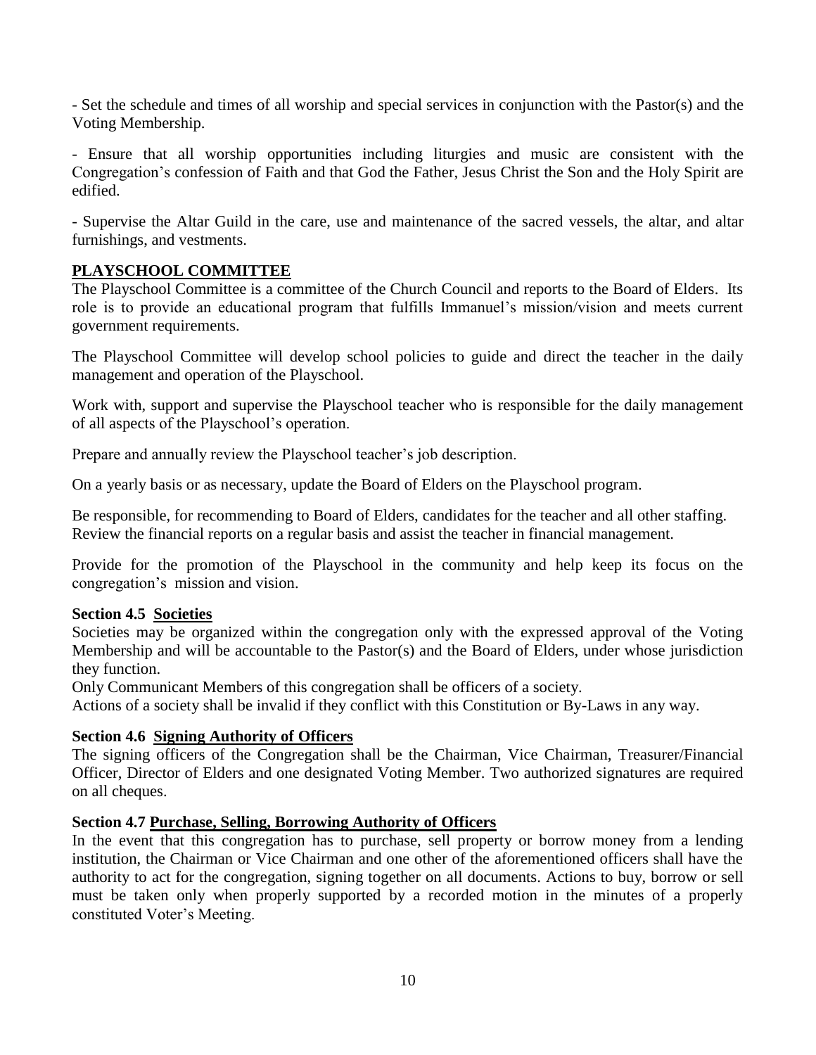- Set the schedule and times of all worship and special services in conjunction with the Pastor(s) and the Voting Membership.

- Ensure that all worship opportunities including liturgies and music are consistent with the Congregation's confession of Faith and that God the Father, Jesus Christ the Son and the Holy Spirit are edified.

- Supervise the Altar Guild in the care, use and maintenance of the sacred vessels, the altar, and altar furnishings, and vestments.

**PLAYSCHOOL COMMITTEE**

The Playschool Committee is a committee of the Church Council and reports to the Board of Elders. Its role is to provide an educational program that fulfills Immanuel's mission/vision and meets current government requirements.

The Playschool Committee will develop school policies to guide and direct the teacher in the daily management and operation of the Playschool.

Work with, support and supervise the Playschool teacher who is responsible for the daily management of all aspects of the Playschool's operation.

Prepare and annually review the Playschool teacher's job description.

On a yearly basis or as necessary, update the Board of Elders on the Playschool program.

Be responsible, for recommending to Board of Elders, candidates for the teacher and all other staffing.
Review the financial reports on a regular basis and assist the teacher in financial management.

Provide for the promotion of the Playschool in the community and help keep its focus on the congregation's mission and vision.

**Section 4.5 Societies**

Societies may be organized within the congregation only with the expressed approval of the Voting Membership and will be accountable to the Pastor(s) and the Board of Elders, under whose jurisdiction they function.
Only Communicant Members of this congregation shall be officers of a society.
Actions of a society shall be invalid if they conflict with this Constitution or By-Laws in any way.

**Section 4.6 Signing Authority of Officers**

The signing officers of the Congregation shall be the Chairman, Vice Chairman, Treasurer/Financial Officer, Director of Elders and one designated Voting Member. Two authorized signatures are required on all cheques.

**Section 4.7 Purchase, Selling, Borrowing Authority of Officers**

In the event that this congregation has to purchase, sell property or borrow money from a lending institution, the Chairman or Vice Chairman and one other of the aforementioned officers shall have the authority to act for the congregation, signing together on all documents. Actions to buy, borrow or sell must be taken only when properly supported by a recorded motion in the minutes of a properly constituted Voter's Meeting.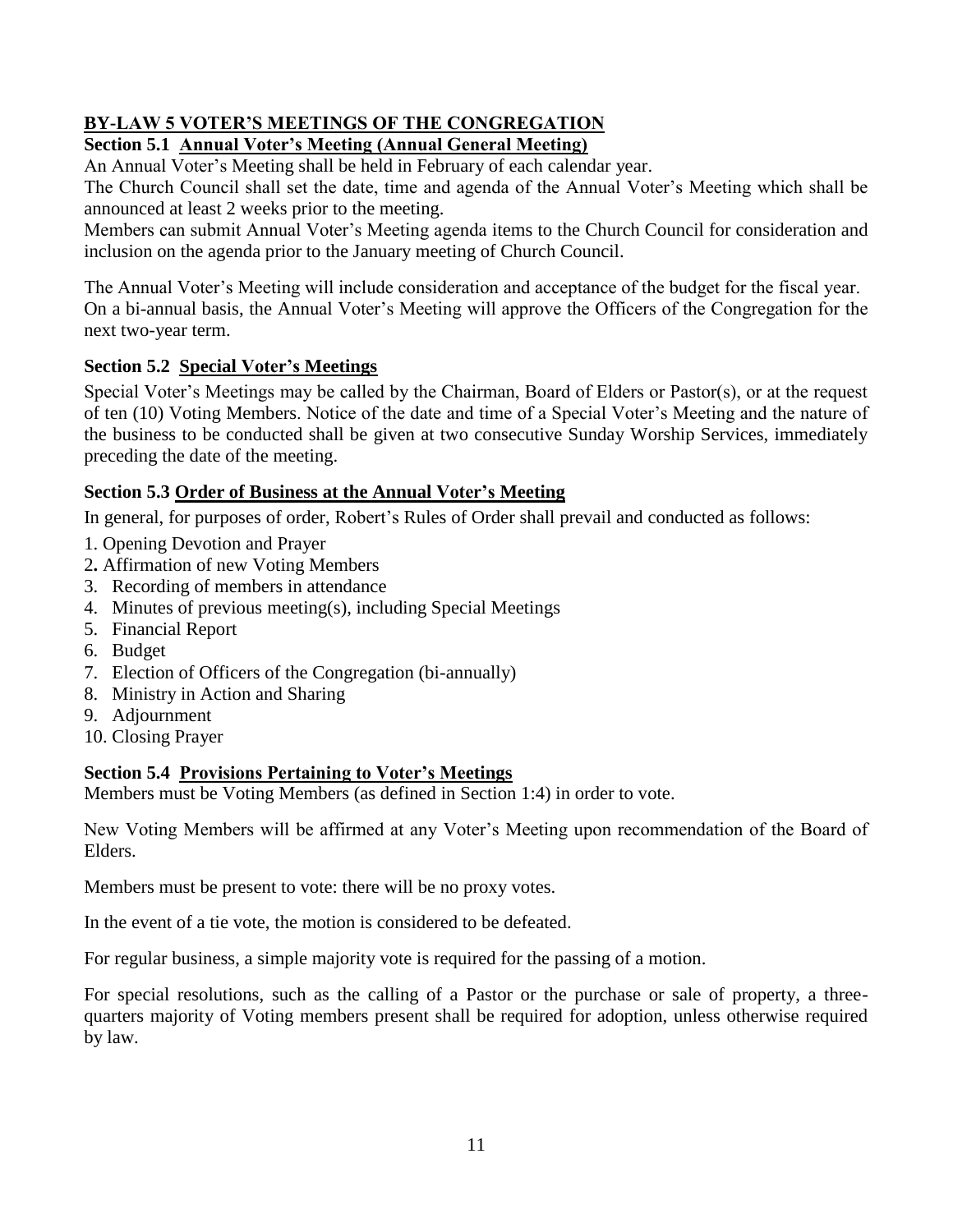## BY-LAW 5 VOTER'S MEETINGS OF THE CONGREGATION

### Section 5.1 Annual Voter's Meeting (Annual General Meeting)

An Annual Voter's Meeting shall be held in February of each calendar year.

The Church Council shall set the date, time and agenda of the Annual Voter's Meeting which shall be announced at least 2 weeks prior to the meeting.

Members can submit Annual Voter's Meeting agenda items to the Church Council for consideration and inclusion on the agenda prior to the January meeting of Church Council.

The Annual Voter's Meeting will include consideration and acceptance of the budget for the fiscal year. On a bi-annual basis, the Annual Voter's Meeting will approve the Officers of the Congregation for the next two-year term.

### Section 5.2 Special Voter's Meetings

Special Voter's Meetings may be called by the Chairman, Board of Elders or Pastor(s), or at the request of ten (10) Voting Members. Notice of the date and time of a Special Voter's Meeting and the nature of the business to be conducted shall be given at two consecutive Sunday Worship Services, immediately preceding the date of the meeting.

### Section 5.3 Order of Business at the Annual Voter's Meeting

In general, for purposes of order, Robert's Rules of Order shall prevail and conducted as follows:

1. Opening Devotion and Prayer
2. Affirmation of new Voting Members
3. Recording of members in attendance
4. Minutes of previous meeting(s), including Special Meetings
5. Financial Report
6. Budget
7. Election of Officers of the Congregation (bi-annually)
8. Ministry in Action and Sharing
9. Adjournment
10. Closing Prayer

### Section 5.4 Provisions Pertaining to Voter's Meetings

Members must be Voting Members (as defined in Section 1:4) in order to vote.

New Voting Members will be affirmed at any Voter's Meeting upon recommendation of the Board of Elders.

Members must be present to vote: there will be no proxy votes.

In the event of a tie vote, the motion is considered to be defeated.

For regular business, a simple majority vote is required for the passing of a motion.

For special resolutions, such as the calling of a Pastor or the purchase or sale of property, a three-quarters majority of Voting members present shall be required for adoption, unless otherwise required by law.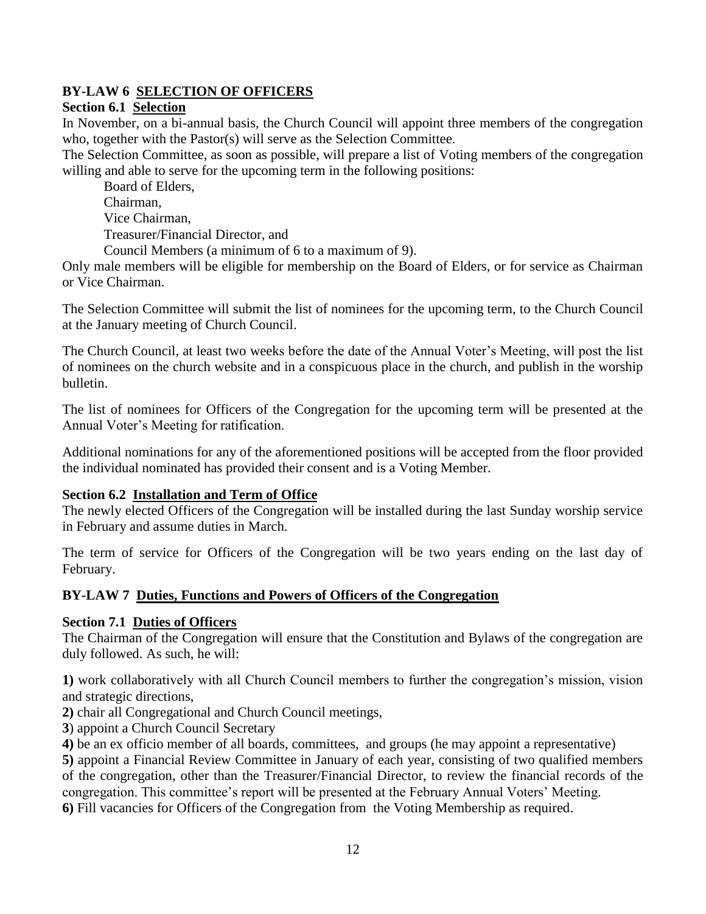## BY-LAW 6 SELECTION OF OFFICERS

### Section 6.1 Selection

In November, on a bi-annual basis, the Church Council will appoint three members of the congregation who, together with the Pastor(s) will serve as the Selection Committee.

The Selection Committee, as soon as possible, will prepare a list of Voting members of the congregation willing and able to serve for the upcoming term in the following positions:

Board of Elders,
Chairman,
Vice Chairman,
Treasurer/Financial Director, and
Council Members (a minimum of 6 to a maximum of 9).

Only male members will be eligible for membership on the Board of Elders, or for service as Chairman or Vice Chairman.

The Selection Committee will submit the list of nominees for the upcoming term, to the Church Council at the January meeting of Church Council.

The Church Council, at least two weeks before the date of the Annual Voter's Meeting, will post the list of nominees on the church website and in a conspicuous place in the church, and publish in the worship bulletin.

The list of nominees for Officers of the Congregation for the upcoming term will be presented at the Annual Voter's Meeting for ratification.

Additional nominations for any of the aforementioned positions will be accepted from the floor provided the individual nominated has provided their consent and is a Voting Member.

### Section 6.2 Installation and Term of Office

The newly elected Officers of the Congregation will be installed during the last Sunday worship service in February and assume duties in March.

The term of service for Officers of the Congregation will be two years ending on the last day of February.

## BY-LAW 7 Duties, Functions and Powers of Officers of the Congregation

### Section 7.1 Duties of Officers

The Chairman of the Congregation will ensure that the Constitution and Bylaws of the congregation are duly followed. As such, he will:

**1)** work collaboratively with all Church Council members to further the congregation's mission, vision and strategic directions,

**2)** chair all Congregational and Church Council meetings,

**3**) appoint a Church Council Secretary

**4)** be an ex officio member of all boards, committees, and groups (he may appoint a representative)

**5)** appoint a Financial Review Committee in January of each year, consisting of two qualified members of the congregation, other than the Treasurer/Financial Director, to review the financial records of the congregation. This committee's report will be presented at the February Annual Voters' Meeting.

**6)** Fill vacancies for Officers of the Congregation from the Voting Membership as required.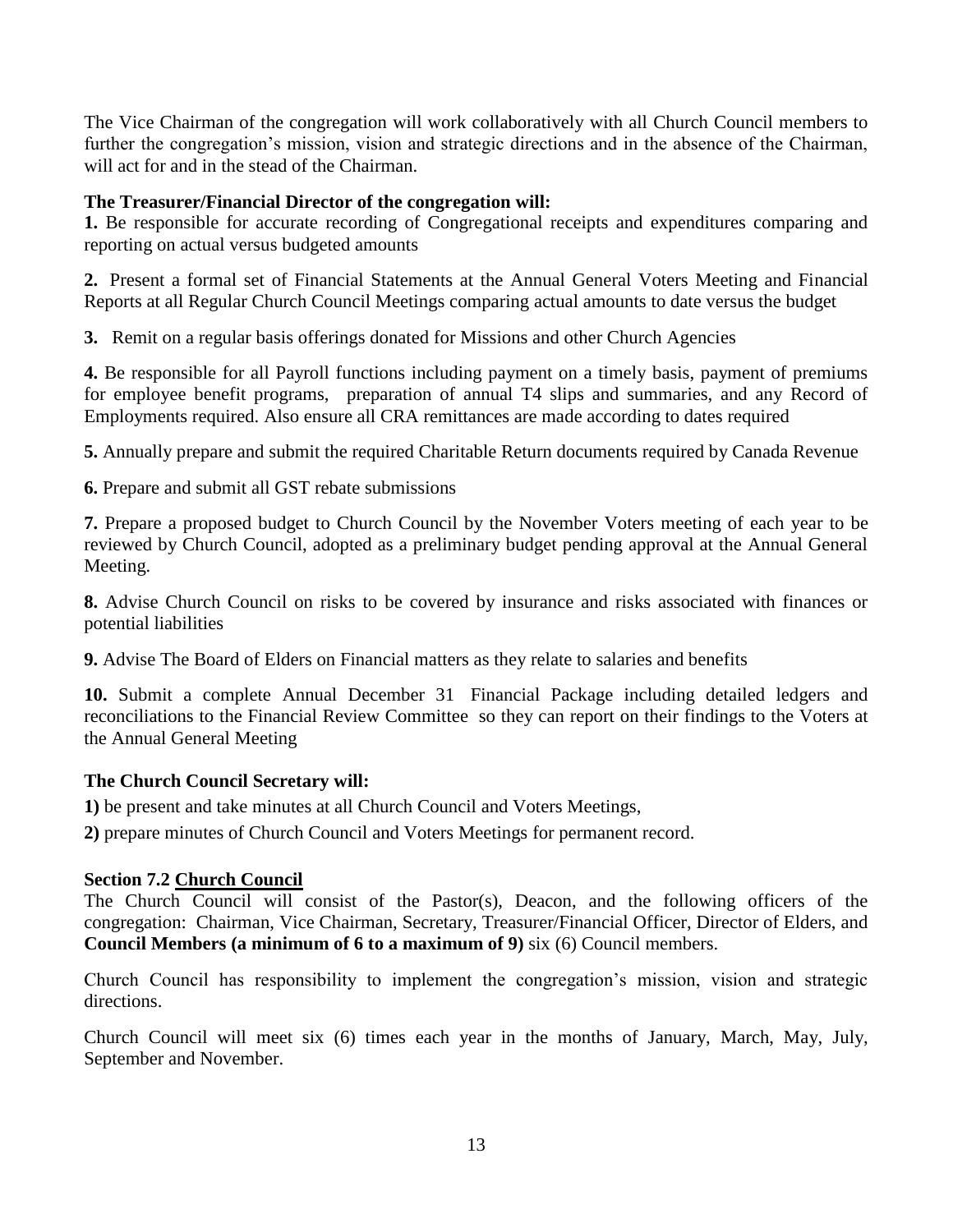The Vice Chairman of the congregation will work collaboratively with all Church Council members to further the congregation's mission, vision and strategic directions and in the absence of the Chairman, will act for and in the stead of the Chairman.

**The Treasurer/Financial Director of the congregation will:**

**1.** Be responsible for accurate recording of Congregational receipts and expenditures comparing and reporting on actual versus budgeted amounts

**2.** Present a formal set of Financial Statements at the Annual General Voters Meeting and Financial Reports at all Regular Church Council Meetings comparing actual amounts to date versus the budget

**3.** Remit on a regular basis offerings donated for Missions and other Church Agencies

**4.** Be responsible for all Payroll functions including payment on a timely basis, payment of premiums for employee benefit programs, preparation of annual T4 slips and summaries, and any Record of Employments required. Also ensure all CRA remittances are made according to dates required

**5.** Annually prepare and submit the required Charitable Return documents required by Canada Revenue

**6.** Prepare and submit all GST rebate submissions

**7.** Prepare a proposed budget to Church Council by the November Voters meeting of each year to be reviewed by Church Council, adopted as a preliminary budget pending approval at the Annual General Meeting.

**8.** Advise Church Council on risks to be covered by insurance and risks associated with finances or potential liabilities

**9.** Advise The Board of Elders on Financial matters as they relate to salaries and benefits

**10.** Submit a complete Annual December 31 Financial Package including detailed ledgers and reconciliations to the Financial Review Committee so they can report on their findings to the Voters at the Annual General Meeting

**The Church Council Secretary will:**

**1)** be present and take minutes at all Church Council and Voters Meetings,

**2)** prepare minutes of Church Council and Voters Meetings for permanent record.

**Section 7.2 Church Council**

The Church Council will consist of the Pastor(s), Deacon, and the following officers of the congregation: Chairman, Vice Chairman, Secretary, Treasurer/Financial Officer, Director of Elders, and **Council Members (a minimum of 6 to a maximum of 9)** six (6) Council members.

Church Council has responsibility to implement the congregation's mission, vision and strategic directions.

Church Council will meet six (6) times each year in the months of January, March, May, July, September and November.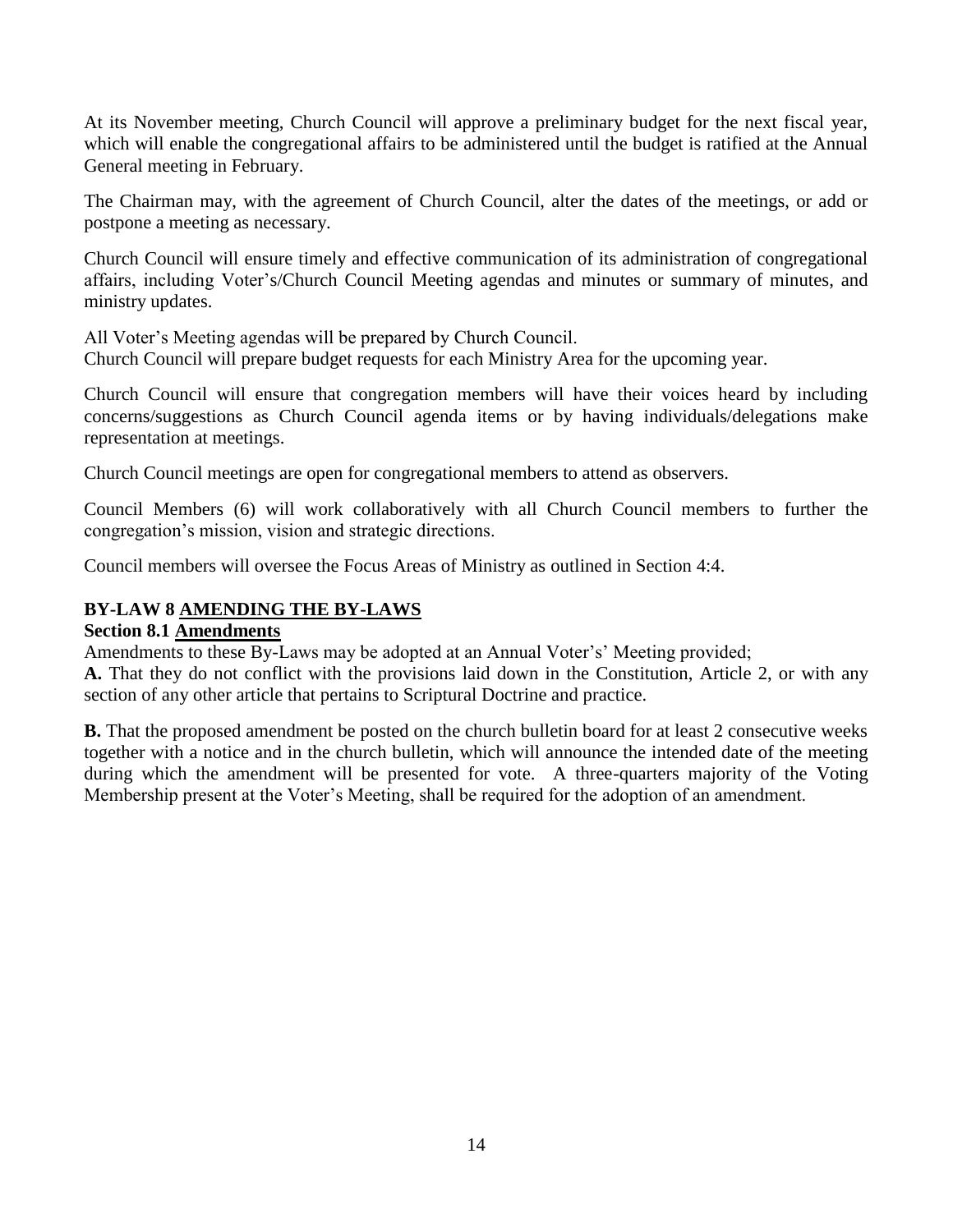At its November meeting, Church Council will approve a preliminary budget for the next fiscal year, which will enable the congregational affairs to be administered until the budget is ratified at the Annual General meeting in February.

The Chairman may, with the agreement of Church Council, alter the dates of the meetings, or add or postpone a meeting as necessary.

Church Council will ensure timely and effective communication of its administration of congregational affairs, including Voter's/Church Council Meeting agendas and minutes or summary of minutes, and ministry updates.

All Voter's Meeting agendas will be prepared by Church Council.
Church Council will prepare budget requests for each Ministry Area for the upcoming year.

Church Council will ensure that congregation members will have their voices heard by including concerns/suggestions as Church Council agenda items or by having individuals/delegations make representation at meetings.

Church Council meetings are open for congregational members to attend as observers.

Council Members (6) will work collaboratively with all Church Council members to further the congregation's mission, vision and strategic directions.

Council members will oversee the Focus Areas of Ministry as outlined in Section 4:4.

## BY-LAW 8 AMENDING THE BY-LAWS

### Section 8.1 Amendments

Amendments to these By-Laws may be adopted at an Annual Voter's' Meeting provided;

**A.** That they do not conflict with the provisions laid down in the Constitution, Article 2, or with any section of any other article that pertains to Scriptural Doctrine and practice.

**B.** That the proposed amendment be posted on the church bulletin board for at least 2 consecutive weeks together with a notice and in the church bulletin, which will announce the intended date of the meeting during which the amendment will be presented for vote. A three-quarters majority of the Voting Membership present at the Voter's Meeting, shall be required for the adoption of an amendment.